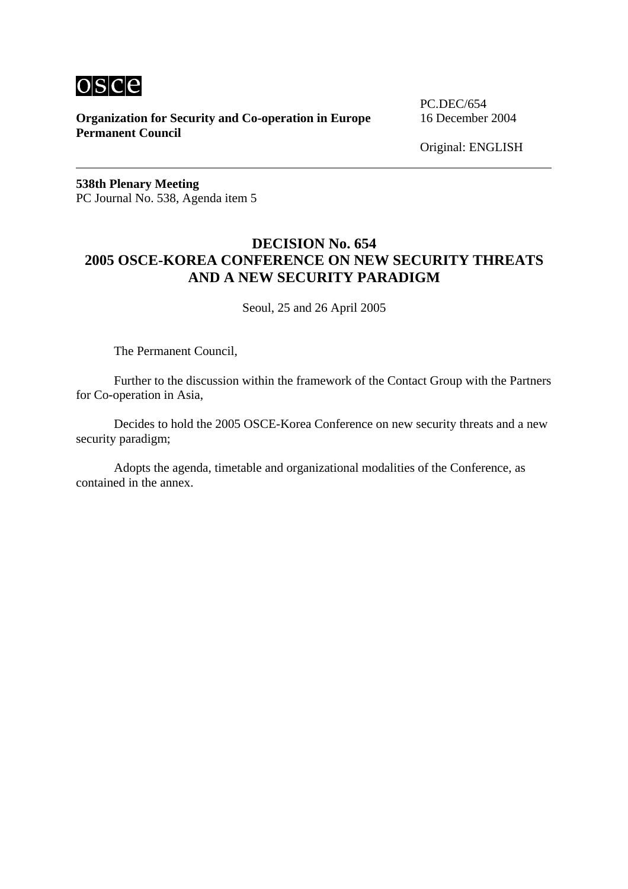osce

**Organization for Security and Co-operation in Europe**
**Permanent Council**

PC.DEC/654
16 December 2004

Original: ENGLISH

---

**538th Plenary Meeting**
PC Journal No. 538, Agenda item 5

# DECISION No. 654
# 2005 OSCE-KOREA CONFERENCE ON NEW SECURITY THREATS AND A NEW SECURITY PARADIGM

Seoul, 25 and 26 April 2005

The Permanent Council,

Further to the discussion within the framework of the Contact Group with the Partners for Co-operation in Asia,

Decides to hold the 2005 OSCE-Korea Conference on new security threats and a new security paradigm;

Adopts the agenda, timetable and organizational modalities of the Conference, as contained in the annex.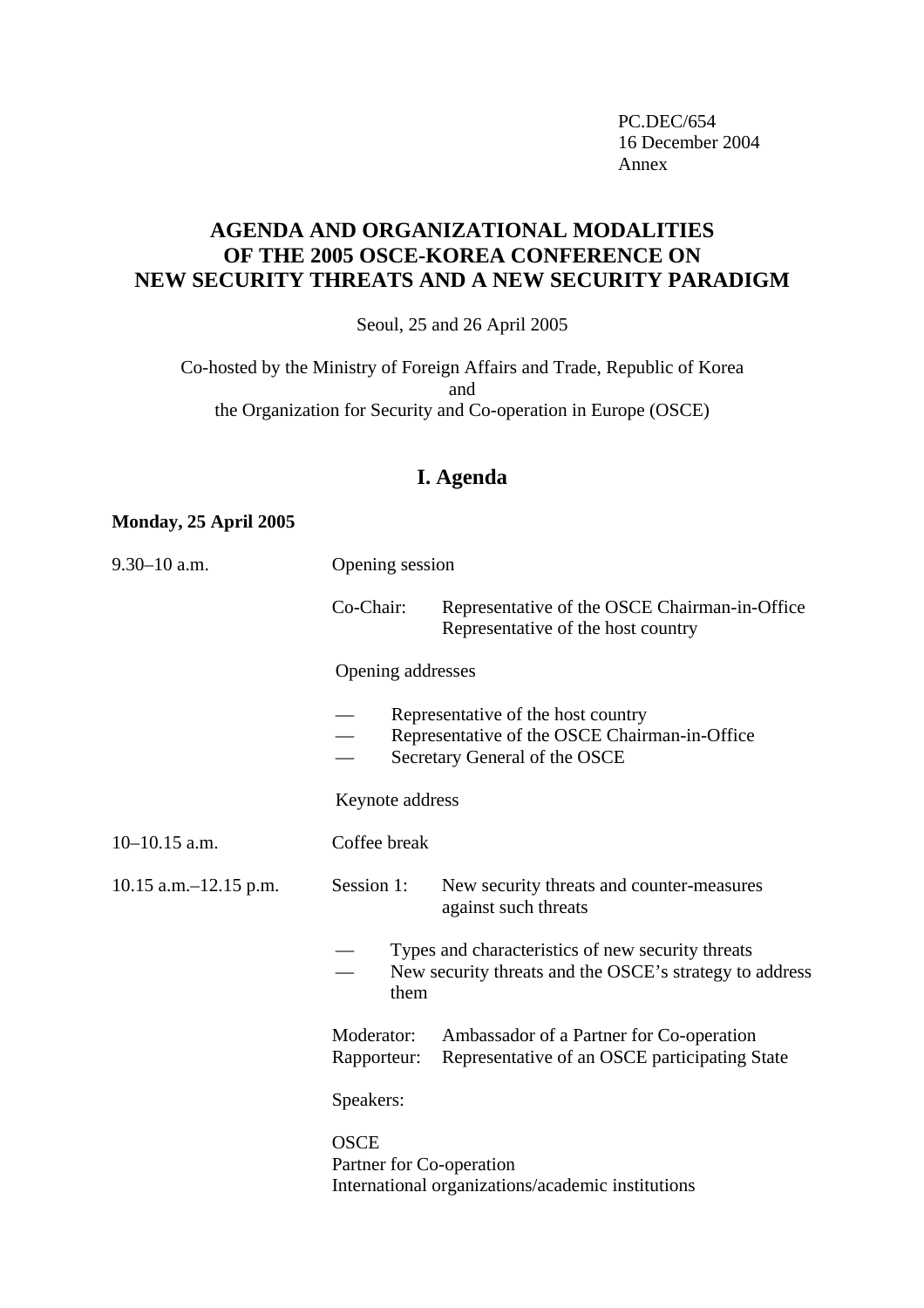PC.DEC/654
16 December 2004
Annex

# AGENDA AND ORGANIZATIONAL MODALITIES OF THE 2005 OSCE-KOREA CONFERENCE ON NEW SECURITY THREATS AND A NEW SECURITY PARADIGM

Seoul, 25 and 26 April 2005

Co-hosted by the Ministry of Foreign Affairs and Trade, Republic of Korea
and
the Organization for Security and Co-operation in Europe (OSCE)

## I. Agenda

**Monday, 25 April 2005**

9.30–10 a.m. Opening session

Co-Chair: Representative of the OSCE Chairman-in-Office
Representative of the host country

Opening addresses

- Representative of the host country
- Representative of the OSCE Chairman-in-Office
- Secretary General of the OSCE

Keynote address

10–10.15 a.m. Coffee break

10.15 a.m.–12.15 p.m. Session 1: New security threats and counter-measures against such threats

- Types and characteristics of new security threats
- New security threats and the OSCE's strategy to address them

Moderator: Ambassador of a Partner for Co-operation
Rapporteur: Representative of an OSCE participating State

Speakers:

OSCE
Partner for Co-operation
International organizations/academic institutions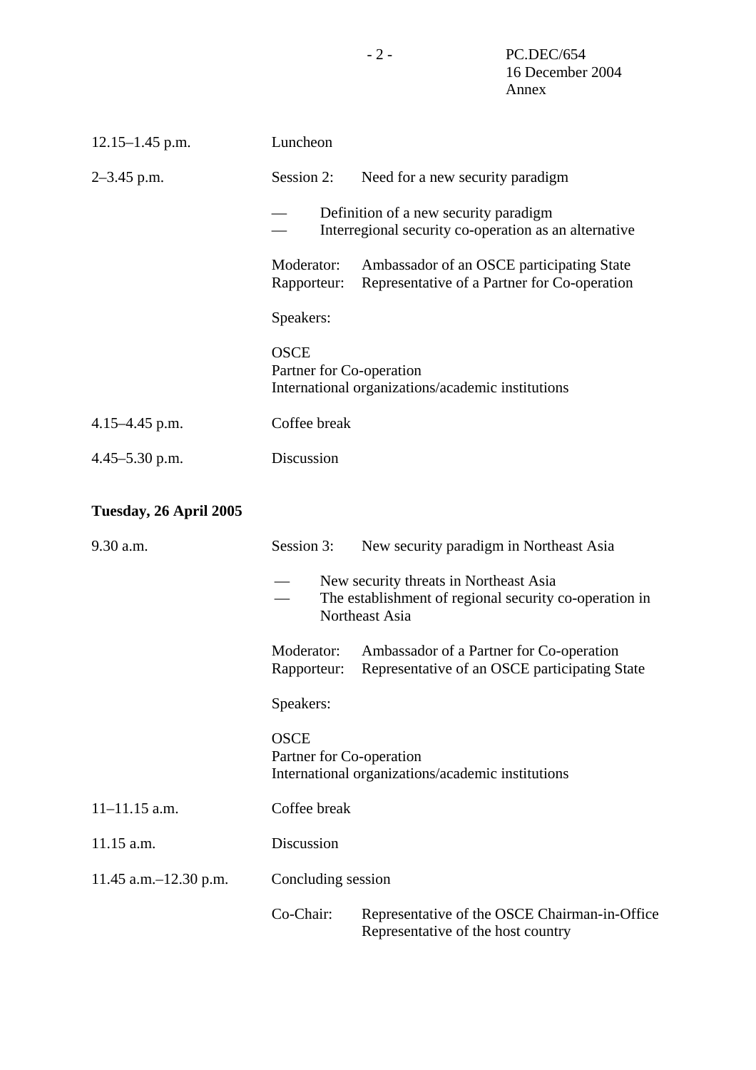12.15–1.45 p.m. Luncheon

2–3.45 p.m. Session 2: Need for a new security paradigm

- Definition of a new security paradigm
- Interregional security co-operation as an alternative

Moderator: Ambassador of an OSCE participating State
Rapporteur: Representative of a Partner for Co-operation

Speakers:

OSCE
Partner for Co-operation
International organizations/academic institutions

4.15–4.45 p.m. Coffee break

4.45–5.30 p.m. Discussion

**Tuesday, 26 April 2005**

9.30 a.m. Session 3: New security paradigm in Northeast Asia

- New security threats in Northeast Asia
- The establishment of regional security co-operation in Northeast Asia

Moderator: Ambassador of a Partner for Co-operation
Rapporteur: Representative of an OSCE participating State

Speakers:

OSCE
Partner for Co-operation
International organizations/academic institutions

11–11.15 a.m. Coffee break

11.15 a.m. Discussion

11.45 a.m.–12.30 p.m. Concluding session

Co-Chair: Representative of the OSCE Chairman-in-Office
Representative of the host country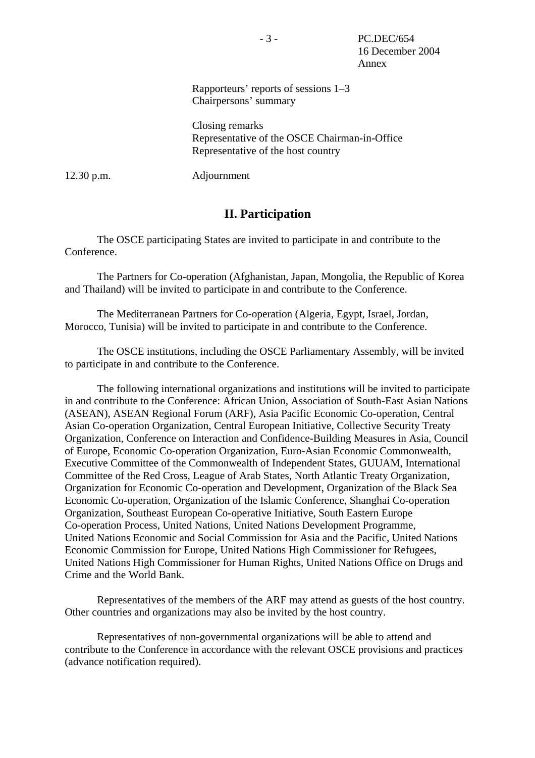Rapporteurs' reports of sessions 1–3
Chairpersons' summary

Closing remarks
Representative of the OSCE Chairman-in-Office
Representative of the host country

12.30 p.m. Adjournment

## II. Participation

The OSCE participating States are invited to participate in and contribute to the Conference.

The Partners for Co-operation (Afghanistan, Japan, Mongolia, the Republic of Korea and Thailand) will be invited to participate in and contribute to the Conference.

The Mediterranean Partners for Co-operation (Algeria, Egypt, Israel, Jordan, Morocco, Tunisia) will be invited to participate in and contribute to the Conference.

The OSCE institutions, including the OSCE Parliamentary Assembly, will be invited to participate in and contribute to the Conference.

The following international organizations and institutions will be invited to participate in and contribute to the Conference: African Union, Association of South-East Asian Nations (ASEAN), ASEAN Regional Forum (ARF), Asia Pacific Economic Co-operation, Central Asian Co-operation Organization, Central European Initiative, Collective Security Treaty Organization, Conference on Interaction and Confidence-Building Measures in Asia, Council of Europe, Economic Co-operation Organization, Euro-Asian Economic Commonwealth, Executive Committee of the Commonwealth of Independent States, GUUAM, International Committee of the Red Cross, League of Arab States, North Atlantic Treaty Organization, Organization for Economic Co-operation and Development, Organization of the Black Sea Economic Co-operation, Organization of the Islamic Conference, Shanghai Co-operation Organization, Southeast European Co-operative Initiative, South Eastern Europe Co-operation Process, United Nations, United Nations Development Programme, United Nations Economic and Social Commission for Asia and the Pacific, United Nations Economic Commission for Europe, United Nations High Commissioner for Refugees, United Nations High Commissioner for Human Rights, United Nations Office on Drugs and Crime and the World Bank.

Representatives of the members of the ARF may attend as guests of the host country. Other countries and organizations may also be invited by the host country.

Representatives of non-governmental organizations will be able to attend and contribute to the Conference in accordance with the relevant OSCE provisions and practices (advance notification required).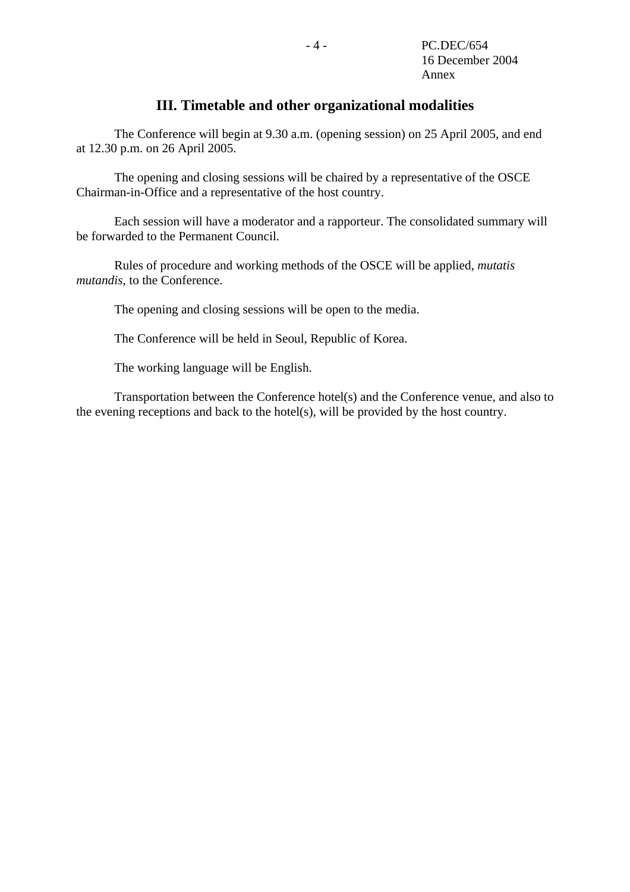## III. Timetable and other organizational modalities

The Conference will begin at 9.30 a.m. (opening session) on 25 April 2005, and end at 12.30 p.m. on 26 April 2005.

The opening and closing sessions will be chaired by a representative of the OSCE Chairman-in-Office and a representative of the host country.

Each session will have a moderator and a rapporteur. The consolidated summary will be forwarded to the Permanent Council.

Rules of procedure and working methods of the OSCE will be applied, *mutatis mutandis*, to the Conference.

The opening and closing sessions will be open to the media.

The Conference will be held in Seoul, Republic of Korea.

The working language will be English.

Transportation between the Conference hotel(s) and the Conference venue, and also to the evening receptions and back to the hotel(s), will be provided by the host country.